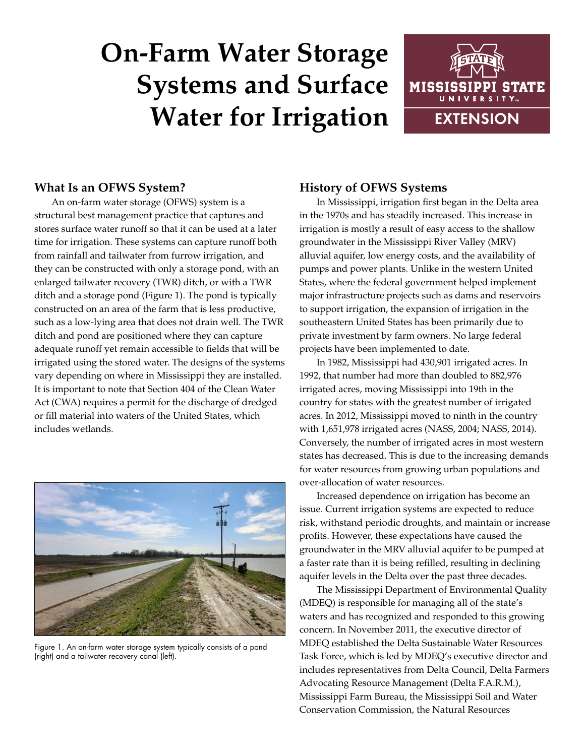# On-Farm Water Storage Systems and Surface Water for Irrigation

## What Is an OFWS System?

An on-farm water storage (OFWS) system is a structural best management practice that captures and stores surface water runoff so that it can be used at a later time for irrigation. These systems can capture runoff both from rainfall and tailwater from furrow irrigation, and they can be constructed with only a storage pond, with an enlarged tailwater recovery (TWR) ditch, or with a TWR ditch and a storage pond (Figure 1). The pond is typically constructed on an area of the farm that is less productive, such as a low-lying area that does not drain well. The TWR ditch and pond are positioned where they can capture adequate runoff yet remain accessible to fields that will be irrigated using the stored water. The designs of the systems vary depending on where in Mississippi they are installed. It is important to note that Section 404 of the Clean Water Act (CWA) requires a permit for the discharge of dredged or fill material into waters of the United States, which includes wetlands.

Figure 1. An on-farm water storage system typically consists of a pond (right) and a tailwater recovery canal (left).

## History of OFWS Systems

In Mississippi, irrigation first began in the Delta area in the 1970s and has steadily increased. This increase in irrigation is mostly a result of easy access to the shallow groundwater in the Mississippi River Valley (MRV) alluvial aquifer, low energy costs, and the availability of pumps and power plants. Unlike in the western United States, where the federal government helped implement major infrastructure projects such as dams and reservoirs to support irrigation, the expansion of irrigation in the southeastern United States has been primarily due to private investment by farm owners. No large federal projects have been implemented to date.

In 1982, Mississippi had 430,901 irrigated acres. In 1992, that number had more than doubled to 882,976 irrigated acres, moving Mississippi into 19th in the country for states with the greatest number of irrigated acres. In 2012, Mississippi moved to ninth in the country with 1,651,978 irrigated acres (NASS, 2004; NASS, 2014). Conversely, the number of irrigated acres in most western states has decreased. This is due to the increasing demands for water resources from growing urban populations and over-allocation of water resources.

Increased dependence on irrigation has become an issue. Current irrigation systems are expected to reduce risk, withstand periodic droughts, and maintain or increase profits. However, these expectations have caused the groundwater in the MRV alluvial aquifer to be pumped at a faster rate than it is being refilled, resulting in declining aquifer levels in the Delta over the past three decades.

The Mississippi Department of Environmental Quality (MDEQ) is responsible for managing all of the state's waters and has recognized and responded to this growing concern. In November 2011, the executive director of MDEQ established the Delta Sustainable Water Resources Task Force, which is led by MDEQ's executive director and includes representatives from Delta Council, Delta Farmers Advocating Resource Management (Delta F.A.R.M.), Mississippi Farm Bureau, the Mississippi Soil and Water Conservation Commission, the Natural Resources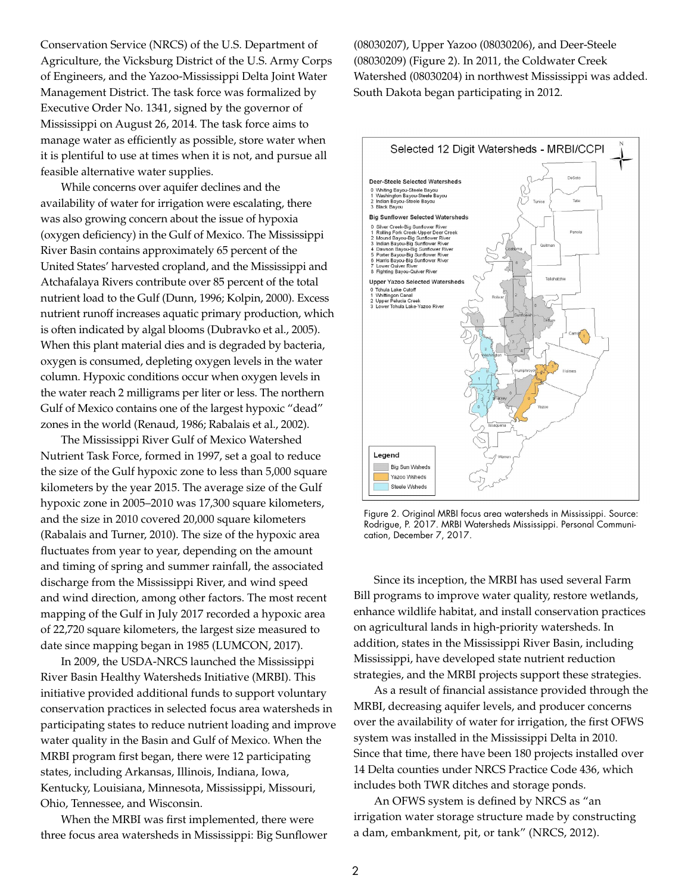Conservation Service (NRCS) of the U.S. Department of Agriculture, the Vicksburg District of the U.S. Army Corps of Engineers, and the Yazoo-Mississippi Delta Joint Water Management District. The task force was formalized by Executive Order No. 1341, signed by the governor of Mississippi on August 26, 2014. The task force aims to manage water as efficiently as possible, store water when it is plentiful to use at times when it is not, and pursue all feasible alternative water supplies.

While concerns over aquifer declines and the availability of water for irrigation were escalating, there was also growing concern about the issue of hypoxia (oxygen deficiency) in the Gulf of Mexico. The Mississippi River Basin contains approximately 65 percent of the United States' harvested cropland, and the Mississippi and Atchafalaya Rivers contribute over 85 percent of the total nutrient load to the Gulf (Dunn, 1996; Kolpin, 2000). Excess nutrient runoff increases aquatic primary production, which is often indicated by algal blooms (Dubravko et al., 2005). When this plant material dies and is degraded by bacteria, oxygen is consumed, depleting oxygen levels in the water column. Hypoxic conditions occur when oxygen levels in the water reach 2 milligrams per liter or less. The northern Gulf of Mexico contains one of the largest hypoxic "dead" zones in the world (Renaud, 1986; Rabalais et al., 2002).

The Mississippi River Gulf of Mexico Watershed Nutrient Task Force, formed in 1997, set a goal to reduce the size of the Gulf hypoxic zone to less than 5,000 square kilometers by the year 2015. The average size of the Gulf hypoxic zone in 2005–2010 was 17,300 square kilometers, and the size in 2010 covered 20,000 square kilometers (Rabalais and Turner, 2010). The size of the hypoxic area fluctuates from year to year, depending on the amount and timing of spring and summer rainfall, the associated discharge from the Mississippi River, and wind speed and wind direction, among other factors. The most recent mapping of the Gulf in July 2017 recorded a hypoxic area of 22,720 square kilometers, the largest size measured to date since mapping began in 1985 (LUMCON, 2017).

In 2009, the USDA-NRCS launched the Mississippi River Basin Healthy Watersheds Initiative (MRBI). This initiative provided additional funds to support voluntary conservation practices in selected focus area watersheds in participating states to reduce nutrient loading and improve water quality in the Basin and Gulf of Mexico. When the MRBI program first began, there were 12 participating states, including Arkansas, Illinois, Indiana, Iowa, Kentucky, Louisiana, Minnesota, Mississippi, Missouri, Ohio, Tennessee, and Wisconsin.

When the MRBI was first implemented, there were three focus area watersheds in Mississippi: Big Sunflower (08030207), Upper Yazoo (08030206), and Deer-Steele (08030209) (Figure 2). In 2011, the Coldwater Creek Watershed (08030204) in northwest Mississippi was added. South Dakota began participating in 2012.

Figure 2. Original MRBI focus area watersheds in Mississippi. Source: Rodrigue, P. 2017. MRBI Watersheds Mississippi. Personal Communication, December 7, 2017.

Since its inception, the MRBI has used several Farm Bill programs to improve water quality, restore wetlands, enhance wildlife habitat, and install conservation practices on agricultural lands in high-priority watersheds. In addition, states in the Mississippi River Basin, including Mississippi, have developed state nutrient reduction strategies, and the MRBI projects support these strategies.

As a result of financial assistance provided through the MRBI, decreasing aquifer levels, and producer concerns over the availability of water for irrigation, the first OFWS system was installed in the Mississippi Delta in 2010. Since that time, there have been 180 projects installed over 14 Delta counties under NRCS Practice Code 436, which includes both TWR ditches and storage ponds.

An OFWS system is defined by NRCS as "an irrigation water storage structure made by constructing a dam, embankment, pit, or tank" (NRCS, 2012).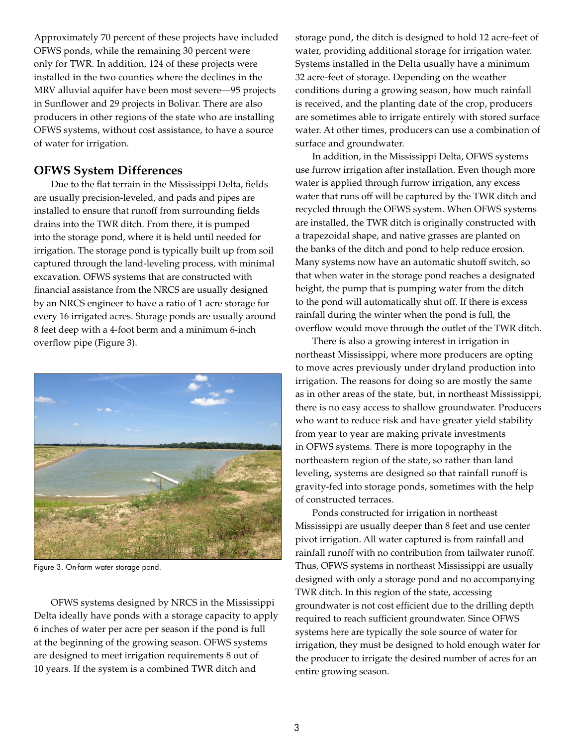Approximately 70 percent of these projects have included OFWS ponds, while the remaining 30 percent were only for TWR. In addition, 124 of these projects were installed in the two counties where the declines in the MRV alluvial aquifer have been most severe—95 projects in Sunflower and 29 projects in Bolivar. There are also producers in other regions of the state who are installing OFWS systems, without cost assistance, to have a source of water for irrigation.

## OFWS System Differences

Due to the flat terrain in the Mississippi Delta, fields are usually precision-leveled, and pads and pipes are installed to ensure that runoff from surrounding fields drains into the TWR ditch. From there, it is pumped into the storage pond, where it is held until needed for irrigation. The storage pond is typically built up from soil captured through the land-leveling process, with minimal excavation. OFWS systems that are constructed with financial assistance from the NRCS are usually designed by an NRCS engineer to have a ratio of 1 acre storage for every 16 irrigated acres. Storage ponds are usually around 8 feet deep with a 4-foot berm and a minimum 6-inch overflow pipe (Figure 3).

Figure 3. On-farm water storage pond.

OFWS systems designed by NRCS in the Mississippi Delta ideally have ponds with a storage capacity to apply 6 inches of water per acre per season if the pond is full at the beginning of the growing season. OFWS systems are designed to meet irrigation requirements 8 out of 10 years. If the system is a combined TWR ditch and storage pond, the ditch is designed to hold 12 acre-feet of water, providing additional storage for irrigation water. Systems installed in the Delta usually have a minimum 32 acre-feet of storage. Depending on the weather conditions during a growing season, how much rainfall is received, and the planting date of the crop, producers are sometimes able to irrigate entirely with stored surface water. At other times, producers can use a combination of surface and groundwater.

In addition, in the Mississippi Delta, OFWS systems use furrow irrigation after installation. Even though more water is applied through furrow irrigation, any excess water that runs off will be captured by the TWR ditch and recycled through the OFWS system. When OFWS systems are installed, the TWR ditch is originally constructed with a trapezoidal shape, and native grasses are planted on the banks of the ditch and pond to help reduce erosion. Many systems now have an automatic shutoff switch, so that when water in the storage pond reaches a designated height, the pump that is pumping water from the ditch to the pond will automatically shut off. If there is excess rainfall during the winter when the pond is full, the overflow would move through the outlet of the TWR ditch.

There is also a growing interest in irrigation in northeast Mississippi, where more producers are opting to move acres previously under dryland production into irrigation. The reasons for doing so are mostly the same as in other areas of the state, but, in northeast Mississippi, there is no easy access to shallow groundwater. Producers who want to reduce risk and have greater yield stability from year to year are making private investments in OFWS systems. There is more topography in the northeastern region of the state, so rather than land leveling, systems are designed so that rainfall runoff is gravity-fed into storage ponds, sometimes with the help of constructed terraces.

Ponds constructed for irrigation in northeast Mississippi are usually deeper than 8 feet and use center pivot irrigation. All water captured is from rainfall and rainfall runoff with no contribution from tailwater runoff. Thus, OFWS systems in northeast Mississippi are usually designed with only a storage pond and no accompanying TWR ditch. In this region of the state, accessing groundwater is not cost efficient due to the drilling depth required to reach sufficient groundwater. Since OFWS systems here are typically the sole source of water for irrigation, they must be designed to hold enough water for the producer to irrigate the desired number of acres for an entire growing season.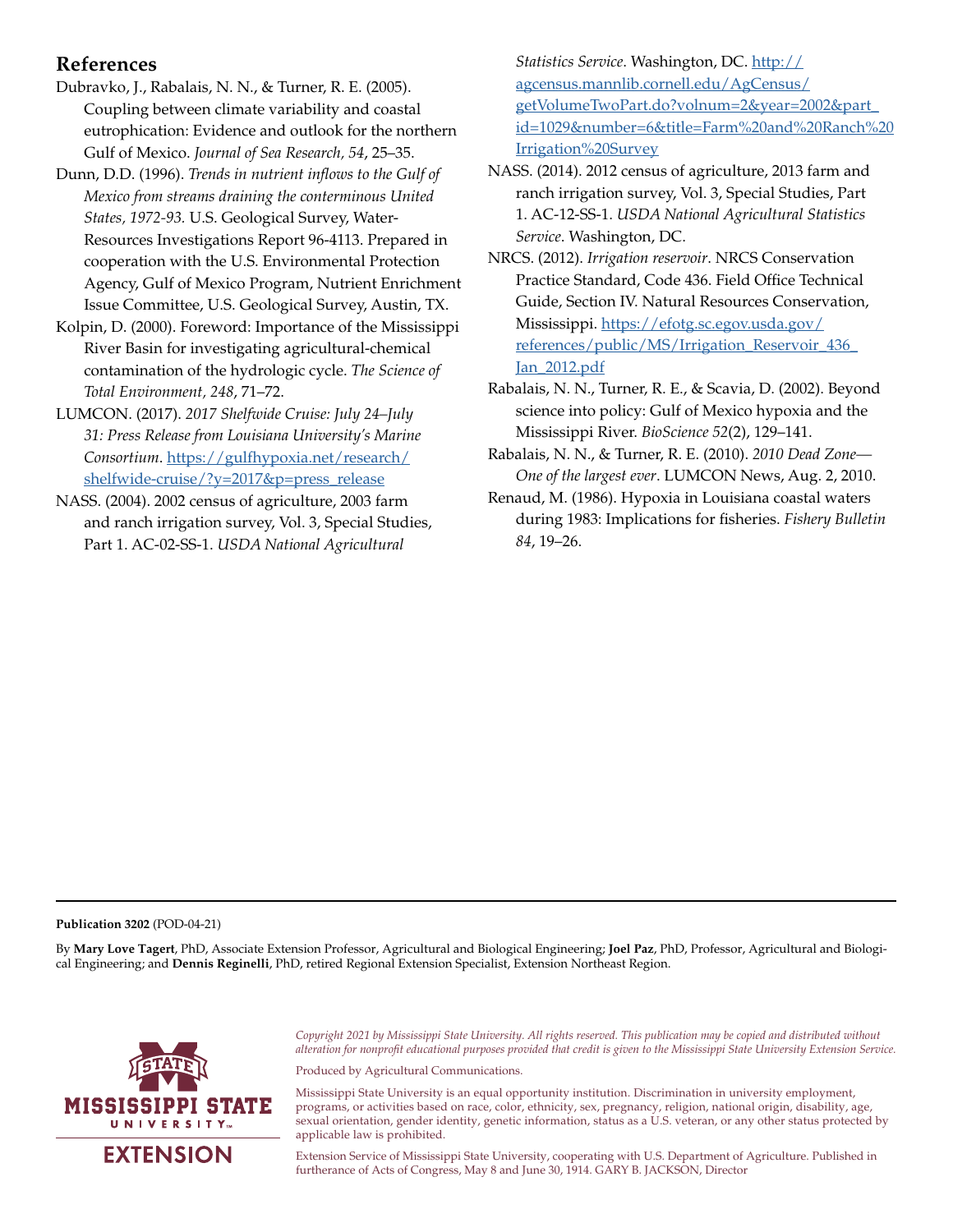## References

Dubravko, J., Rabalais, N. N., & Turner, R. E. (2005). Coupling between climate variability and coastal eutrophication: Evidence and outlook for the northern Gulf of Mexico. *Journal of Sea Research, 54*, 25–35.

Dunn, D.D. (1996). *Trends in nutrient inflows to the Gulf of Mexico from streams draining the conterminous United States, 1972-93.* U.S. Geological Survey, Water-Resources Investigations Report 96-4113. Prepared in cooperation with the U.S. Environmental Protection Agency, Gulf of Mexico Program, Nutrient Enrichment Issue Committee, U.S. Geological Survey, Austin, TX.

Kolpin, D. (2000). Foreword: Importance of the Mississippi River Basin for investigating agricultural-chemical contamination of the hydrologic cycle. *The Science of Total Environment, 248*, 71–72.

LUMCON. (2017). *2017 Shelfwide Cruise: July 24–July 31: Press Release from Louisiana University's Marine Consortium*. https://gulfhypoxia.net/research/shelfwide-cruise/?y=2017&p=press_release

NASS. (2004). 2002 census of agriculture, 2003 farm and ranch irrigation survey, Vol. 3, Special Studies, Part 1. AC-02-SS-1. *USDA National Agricultural Statistics Service*. Washington, DC. http://agcensus.mannlib.cornell.edu/AgCensus/getVolumeTwoPart.do?volnum=2&year=2002&part_id=1029&number=6&title=Farm%20and%20Ranch%20Irrigation%20Survey

NASS. (2014). 2012 census of agriculture, 2013 farm and ranch irrigation survey, Vol. 3, Special Studies, Part 1. AC-12-SS-1. *USDA National Agricultural Statistics Service*. Washington, DC.

NRCS. (2012). *Irrigation reservoir*. NRCS Conservation Practice Standard, Code 436. Field Office Technical Guide, Section IV. Natural Resources Conservation, Mississippi. https://efotg.sc.egov.usda.gov/references/public/MS/Irrigation_Reservoir_436_Jan_2012.pdf

Rabalais, N. N., Turner, R. E., & Scavia, D. (2002). Beyond science into policy: Gulf of Mexico hypoxia and the Mississippi River. *BioScience 52*(2), 129–141.

Rabalais, N. N., & Turner, R. E. (2010). *2010 Dead Zone—One of the largest ever*. LUMCON News, Aug. 2, 2010.

Renaud, M. (1986). Hypoxia in Louisiana coastal waters during 1983: Implications for fisheries. *Fishery Bulletin 84*, 19–26.

---

**Publication 3202** (POD-04-21)

By **Mary Love Tagert**, PhD, Associate Extension Professor, Agricultural and Biological Engineering; **Joel Paz**, PhD, Professor, Agricultural and Biological Engineering; and **Dennis Reginelli**, PhD, retired Regional Extension Specialist, Extension Northeast Region.

MISSISSIPPI STATE UNIVERSITY EXTENSION

*Copyright 2021 by Mississippi State University. All rights reserved. This publication may be copied and distributed without alteration for nonprofit educational purposes provided that credit is given to the Mississippi State University Extension Service.*

Produced by Agricultural Communications.

Mississippi State University is an equal opportunity institution. Discrimination in university employment, programs, or activities based on race, color, ethnicity, sex, pregnancy, religion, national origin, disability, age, sexual orientation, gender identity, genetic information, status as a U.S. veteran, or any other status protected by applicable law is prohibited.

Extension Service of Mississippi State University, cooperating with U.S. Department of Agriculture. Published in furtherance of Acts of Congress, May 8 and June 30, 1914. GARY B. JACKSON, Director